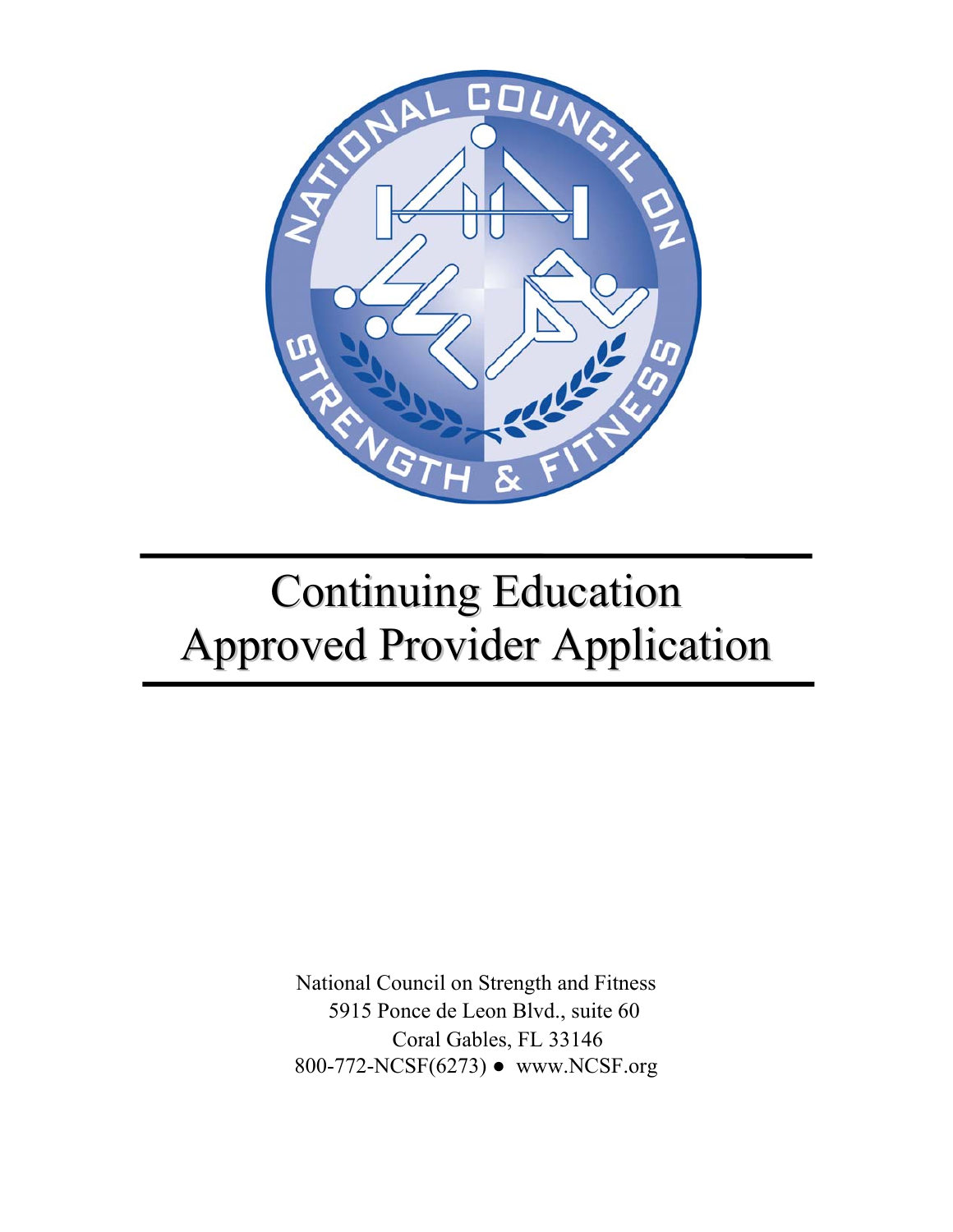# Continuing Education Approved Provider Application

National Council on Strength and Fitness
5915 Ponce de Leon Blvd., suite 60
Coral Gables, FL 33146
800-772-NCSF(6273) ● www.NCSF.org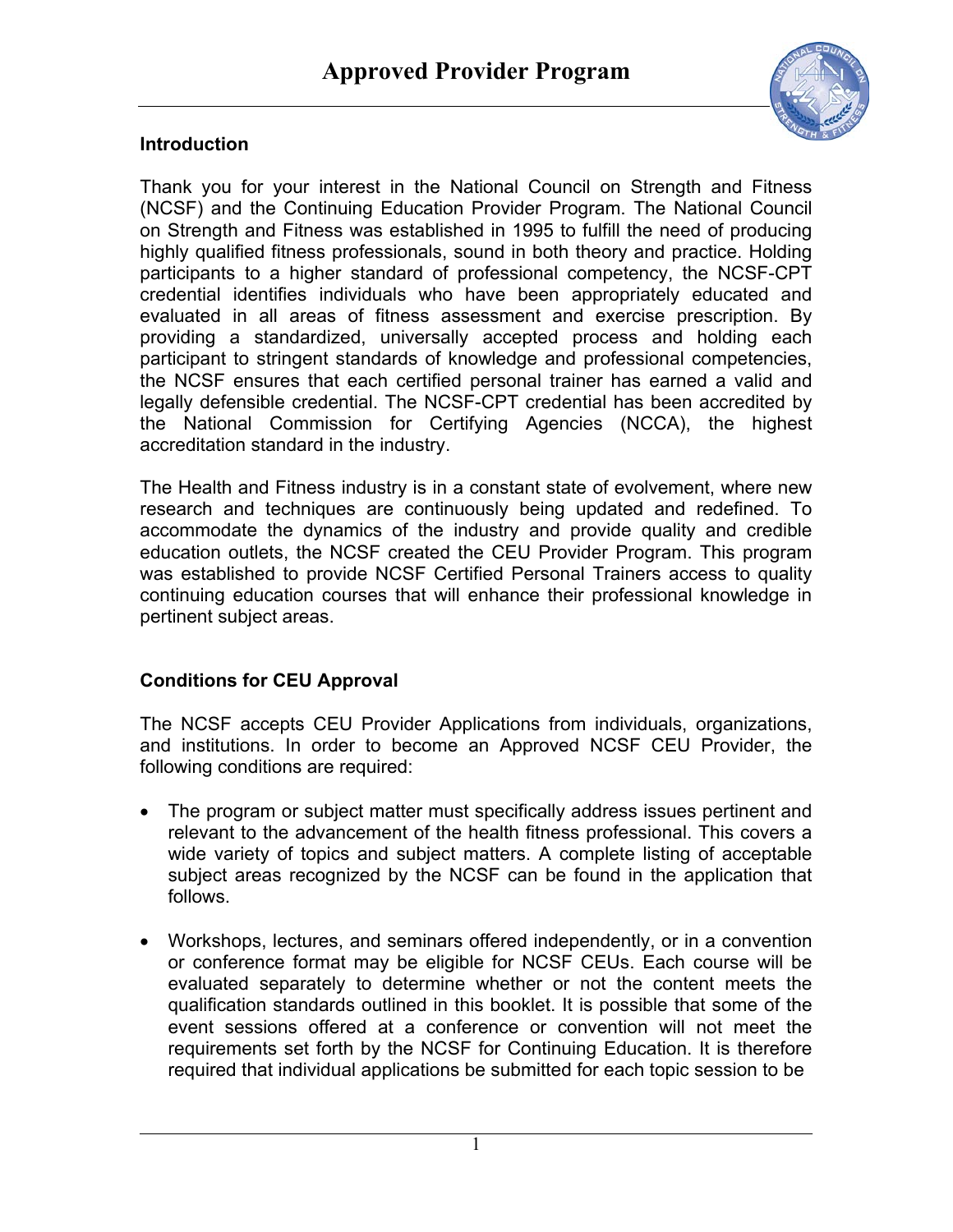# Approved Provider Program

### Introduction

Thank you for your interest in the National Council on Strength and Fitness (NCSF) and the Continuing Education Provider Program. The National Council on Strength and Fitness was established in 1995 to fulfill the need of producing highly qualified fitness professionals, sound in both theory and practice. Holding participants to a higher standard of professional competency, the NCSF-CPT credential identifies individuals who have been appropriately educated and evaluated in all areas of fitness assessment and exercise prescription. By providing a standardized, universally accepted process and holding each participant to stringent standards of knowledge and professional competencies, the NCSF ensures that each certified personal trainer has earned a valid and legally defensible credential. The NCSF-CPT credential has been accredited by the National Commission for Certifying Agencies (NCCA), the highest accreditation standard in the industry.

The Health and Fitness industry is in a constant state of evolvement, where new research and techniques are continuously being updated and redefined. To accommodate the dynamics of the industry and provide quality and credible education outlets, the NCSF created the CEU Provider Program. This program was established to provide NCSF Certified Personal Trainers access to quality continuing education courses that will enhance their professional knowledge in pertinent subject areas.

### Conditions for CEU Approval

The NCSF accepts CEU Provider Applications from individuals, organizations, and institutions. In order to become an Approved NCSF CEU Provider, the following conditions are required:

- The program or subject matter must specifically address issues pertinent and relevant to the advancement of the health fitness professional. This covers a wide variety of topics and subject matters. A complete listing of acceptable subject areas recognized by the NCSF can be found in the application that follows.

- Workshops, lectures, and seminars offered independently, or in a convention or conference format may be eligible for NCSF CEUs. Each course will be evaluated separately to determine whether or not the content meets the qualification standards outlined in this booklet. It is possible that some of the event sessions offered at a conference or convention will not meet the requirements set forth by the NCSF for Continuing Education. It is therefore required that individual applications be submitted for each topic session to be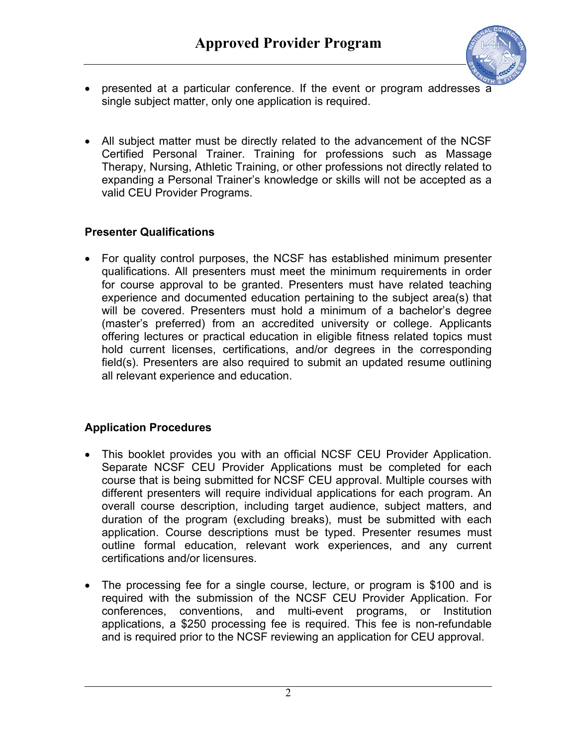- presented at a particular conference. If the event or program addresses a single subject matter, only one application is required.

- All subject matter must be directly related to the advancement of the NCSF Certified Personal Trainer. Training for professions such as Massage Therapy, Nursing, Athletic Training, or other professions not directly related to expanding a Personal Trainer's knowledge or skills will not be accepted as a valid CEU Provider Programs.

**Presenter Qualifications**

- For quality control purposes, the NCSF has established minimum presenter qualifications. All presenters must meet the minimum requirements in order for course approval to be granted. Presenters must have related teaching experience and documented education pertaining to the subject area(s) that will be covered. Presenters must hold a minimum of a bachelor's degree (master's preferred) from an accredited university or college. Applicants offering lectures or practical education in eligible fitness related topics must hold current licenses, certifications, and/or degrees in the corresponding field(s). Presenters are also required to submit an updated resume outlining all relevant experience and education.

**Application Procedures**

- This booklet provides you with an official NCSF CEU Provider Application. Separate NCSF CEU Provider Applications must be completed for each course that is being submitted for NCSF CEU approval. Multiple courses with different presenters will require individual applications for each program. An overall course description, including target audience, subject matters, and duration of the program (excluding breaks), must be submitted with each application. Course descriptions must be typed. Presenter resumes must outline formal education, relevant work experiences, and any current certifications and/or licensures.

- The processing fee for a single course, lecture, or program is $100 and is required with the submission of the NCSF CEU Provider Application. For conferences, conventions, and multi-event programs, or Institution applications, a $250 processing fee is required. This fee is non-refundable and is required prior to the NCSF reviewing an application for CEU approval.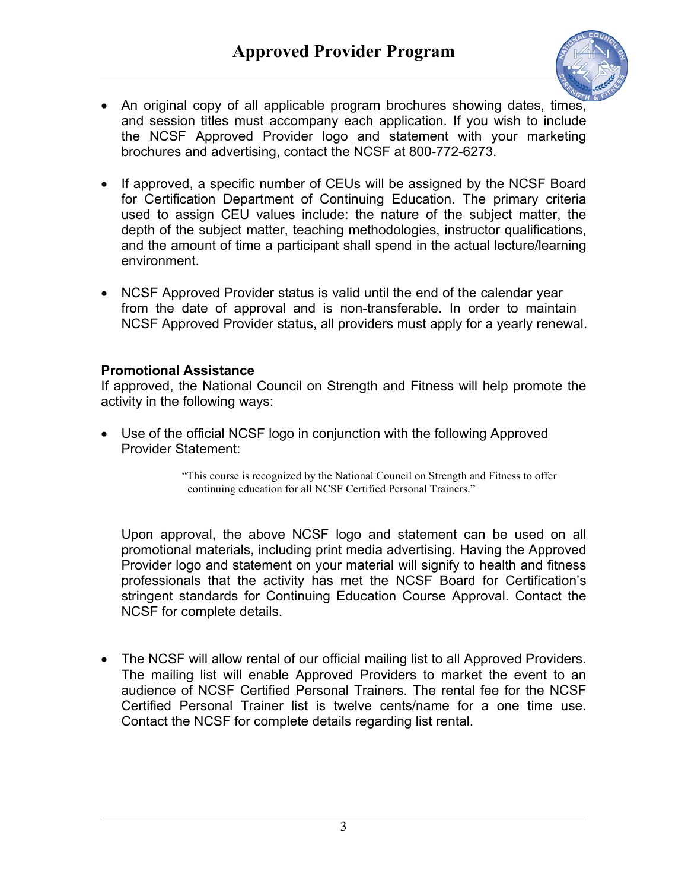- An original copy of all applicable program brochures showing dates, times, and session titles must accompany each application. If you wish to include the NCSF Approved Provider logo and statement with your marketing brochures and advertising, contact the NCSF at 800-772-6273.

- If approved, a specific number of CEUs will be assigned by the NCSF Board for Certification Department of Continuing Education. The primary criteria used to assign CEU values include: the nature of the subject matter, the depth of the subject matter, teaching methodologies, instructor qualifications, and the amount of time a participant shall spend in the actual lecture/learning environment.

- NCSF Approved Provider status is valid until the end of the calendar year from the date of approval and is non-transferable. In order to maintain NCSF Approved Provider status, all providers must apply for a yearly renewal.

**Promotional Assistance**

If approved, the National Council on Strength and Fitness will help promote the activity in the following ways:

- Use of the official NCSF logo in conjunction with the following Approved Provider Statement:

  > "This course is recognized by the National Council on Strength and Fitness to offer continuing education for all NCSF Certified Personal Trainers."

  Upon approval, the above NCSF logo and statement can be used on all promotional materials, including print media advertising. Having the Approved Provider logo and statement on your material will signify to health and fitness professionals that the activity has met the NCSF Board for Certification's stringent standards for Continuing Education Course Approval. Contact the NCSF for complete details.

- The NCSF will allow rental of our official mailing list to all Approved Providers. The mailing list will enable Approved Providers to market the event to an audience of NCSF Certified Personal Trainers. The rental fee for the NCSF Certified Personal Trainer list is twelve cents/name for a one time use. Contact the NCSF for complete details regarding list rental.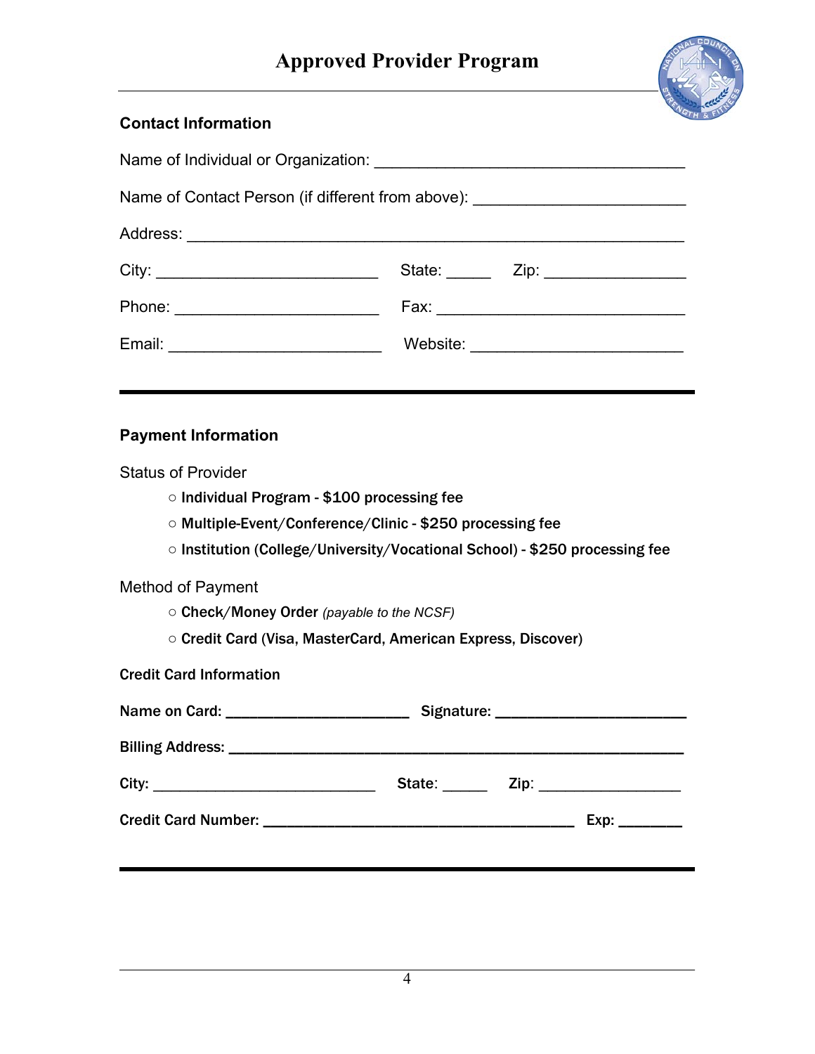# Approved Provider Program

## Contact Information

Name of Individual or Organization: ___________________________________

Name of Contact Person (if different from above): _______________________

Address: ____________________________________________________

City: ________________________ State: _____ Zip: _______________

Phone: ______________________ Fax: ___________________________

Email: _______________________ Website: _______________________

---

## Payment Information

Status of Provider

- ○ **Individual Program - $100 processing fee**
- ○ **Multiple-Event/Conference/Clinic - $250 processing fee**
- ○ **Institution (College/University/Vocational School) - $250 processing fee**

Method of Payment

- ○ **Check/Money Order** *(payable to the NCSF)*
- ○ **Credit Card (Visa, MasterCard, American Express, Discover)**

**Credit Card Information**

**Name on Card:** ______________________ **Signature:** ______________________

**Billing Address:** _____________________________________________________

**City:** ___________________________ **State:** _____ **Zip:** ________________

**Credit Card Number:** ______________________________________ **Exp:** _______

---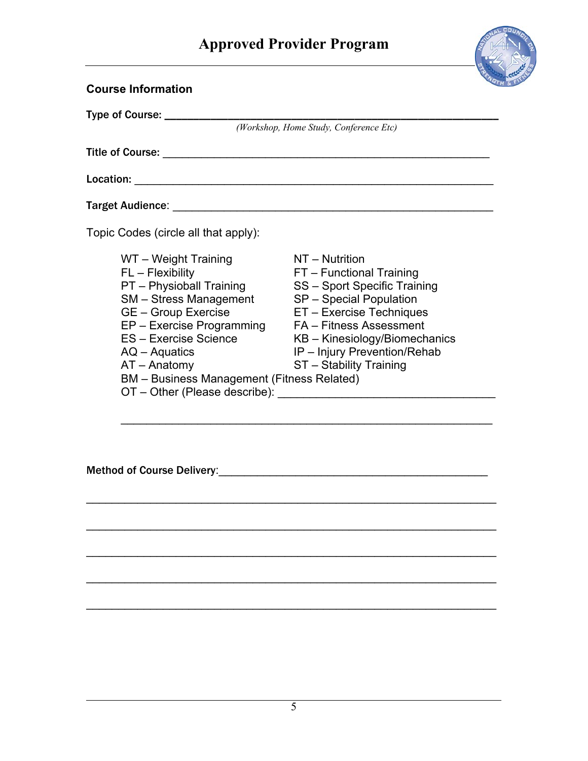# Approved Provider Program

## Course Information

**Type of Course:** ______________________________________________

*(Workshop, Home Study, Conference Etc)*

**Title of Course:** ______________________________________________

**Location:** ______________________________________________

**Target Audience**: ______________________________________________

Topic Codes (circle all that apply):

- WT – Weight Training
- FL – Flexibility
- PT – Physioball Training
- SM – Stress Management
- GE – Group Exercise
- EP – Exercise Programming
- ES – Exercise Science
- AQ – Aquatics
- AT – Anatomy
- NT – Nutrition
- FT – Functional Training
- SS – Sport Specific Training
- SP – Special Population
- ET – Exercise Techniques
- FA – Fitness Assessment
- KB – Kinesiology/Biomechanics
- IP – Injury Prevention/Rehab
- ST – Stability Training
- BM – Business Management (Fitness Related)
- OT – Other (Please describe): ______________________________________________

______________________________________________

**Method of Course Delivery**:______________________________________________

______________________________________________

______________________________________________

______________________________________________

______________________________________________

______________________________________________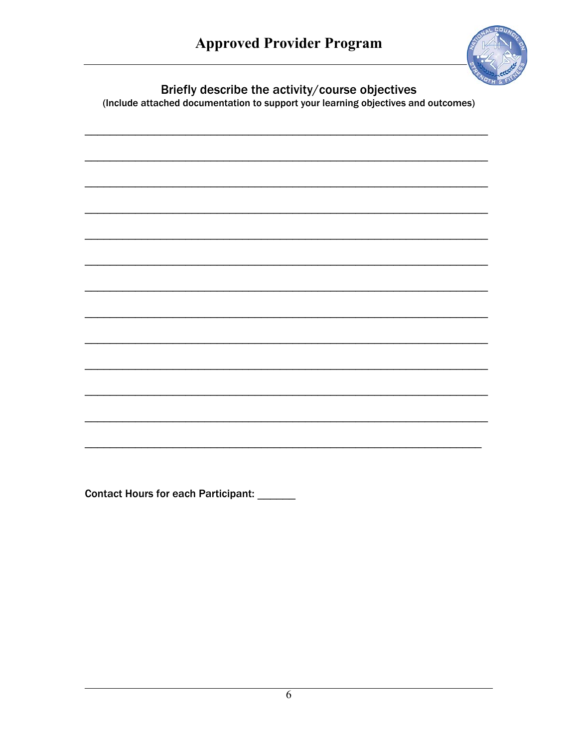# Approved Provider Program

## Briefly describe the activity/course objectives

**(Include attached documentation to support your learning objectives and outcomes)**

___________________________________________________________________________

___________________________________________________________________________

___________________________________________________________________________

___________________________________________________________________________

___________________________________________________________________________

___________________________________________________________________________

___________________________________________________________________________

___________________________________________________________________________

___________________________________________________________________________

___________________________________________________________________________

___________________________________________________________________________

___________________________________________________________________________

___________________________________________________________________________

**Contact Hours for each Participant:** _______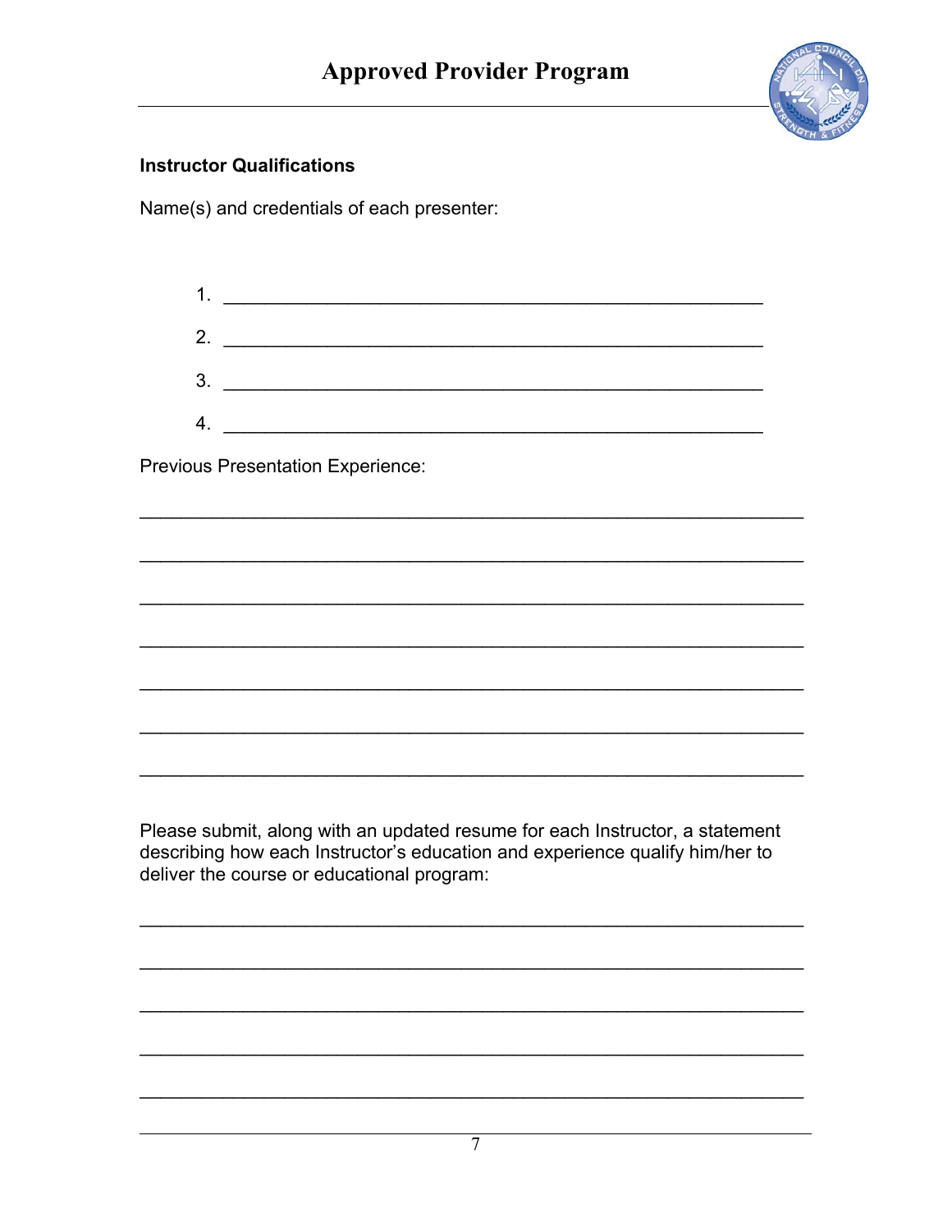**Instructor Qualifications**

Name(s) and credentials of each presenter:

1. ____________________________________________________
2. ____________________________________________________
3. ____________________________________________________
4. ____________________________________________________

Previous Presentation Experience:

________________________________________________________________

________________________________________________________________

________________________________________________________________

________________________________________________________________

________________________________________________________________

________________________________________________________________

________________________________________________________________

Please submit, along with an updated resume for each Instructor, a statement describing how each Instructor's education and experience qualify him/her to deliver the course or educational program:

________________________________________________________________

________________________________________________________________

________________________________________________________________

________________________________________________________________

________________________________________________________________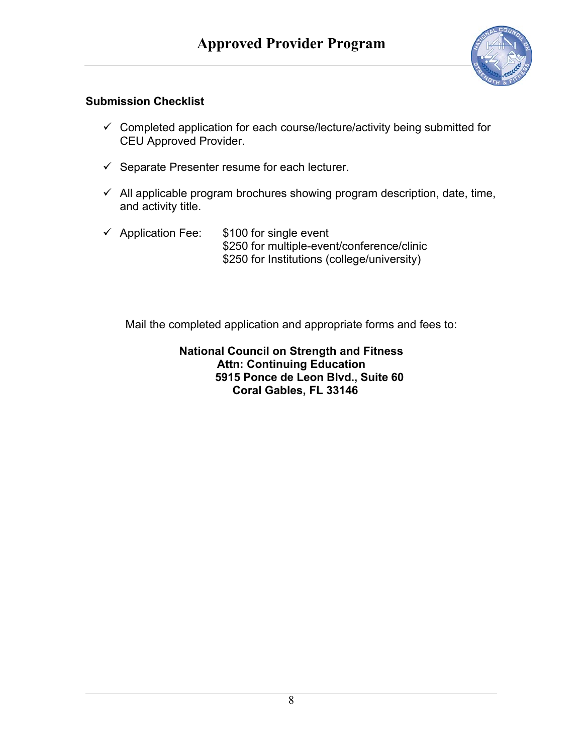# Approved Provider Program

**Submission Checklist**

- ✓ Completed application for each course/lecture/activity being submitted for CEU Approved Provider.
- ✓ Separate Presenter resume for each lecturer.
- ✓ All applicable program brochures showing program description, date, time, and activity title.
- ✓ Application Fee: $100 for single event
  $250 for multiple-event/conference/clinic
  $250 for Institutions (college/university)

Mail the completed application and appropriate forms and fees to:

**National Council on Strength and Fitness**
**Attn: Continuing Education**
**5915 Ponce de Leon Blvd., Suite 60**
**Coral Gables, FL 33146**